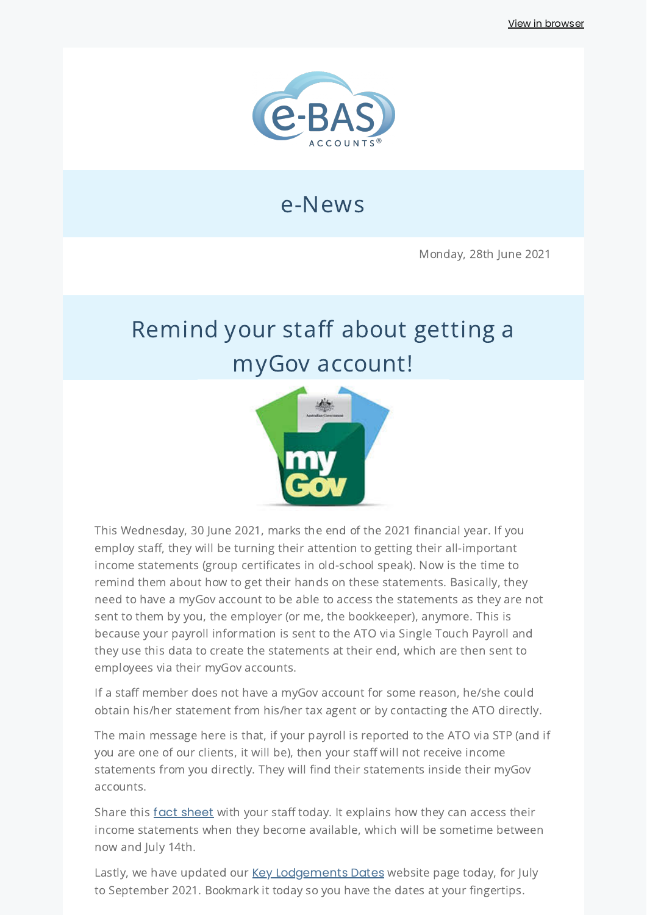View in browser

e-BAS ACCOUNTS®

# e-News

Monday, 28th June 2021

## Remind your staff about getting a myGov account!

This Wednesday, 30 June 2021, marks the end of the 2021 financial year. If you employ staff, they will be turning their attention to getting their all-important income statements (group certificates in old-school speak). Now is the time to remind them about how to get their hands on these statements. Basically, they need to have a myGov account to be able to access the statements as they are not sent to them by you, the employer (or me, the bookkeeper), anymore. This is because your payroll information is sent to the ATO via Single Touch Payroll and they use this data to create the statements at their end, which are then sent to employees via their myGov accounts.

If a staff member does not have a myGov account for some reason, he/she could obtain his/her statement from his/her tax agent or by contacting the ATO directly.

The main message here is that, if your payroll is reported to the ATO via STP (and if you are one of our clients, it will be), then your staff will not receive income statements from you directly. They will find their statements inside their myGov accounts.

Share this fact sheet with your staff today. It explains how they can access their income statements when they become available, which will be sometime between now and July 14th.

Lastly, we have updated our Key Lodgements Dates website page today, for July to September 2021. Bookmark it today so you have the dates at your fingertips.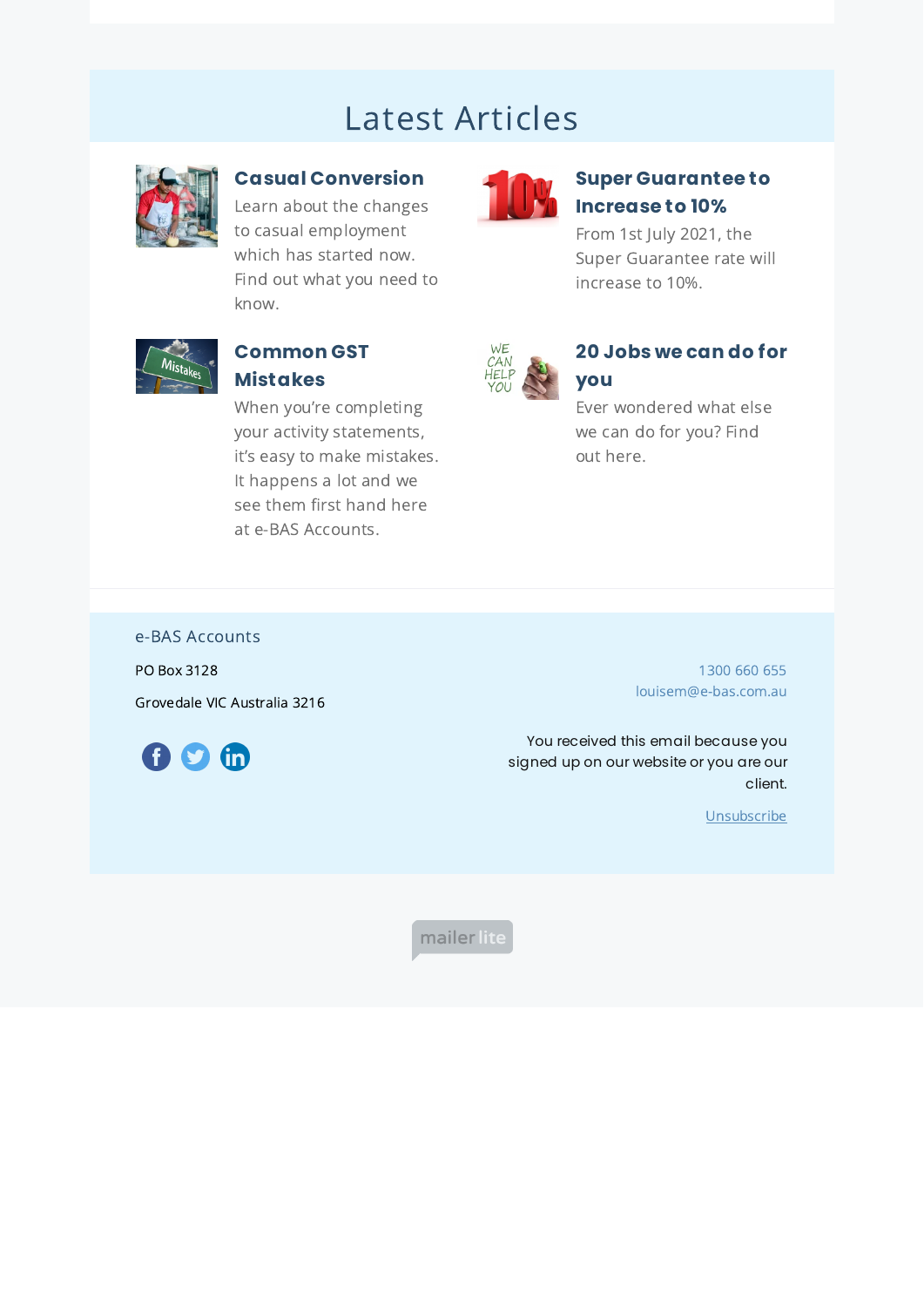# Latest Articles

### Casual Conversion

Learn about the changes to casual employment which has started now. Find out what you need to know.

### Super Guarantee to Increase to 10%

From 1st July 2021, the Super Guarantee rate will increase to 10%.

### Common GST Mistakes

When you're completing your activity statements, it's easy to make mistakes. It happens a lot and we see them first hand here at e-BAS Accounts.

### 20 Jobs we can do for you

Ever wondered what else we can do for you? Find out here.

e-BAS Accounts

PO Box 3128

Grovedale VIC Australia 3216

1300 660 655

louisem@e-bas.com.au

You received this email because you signed up on our website or you are our client.

Unsubscribe